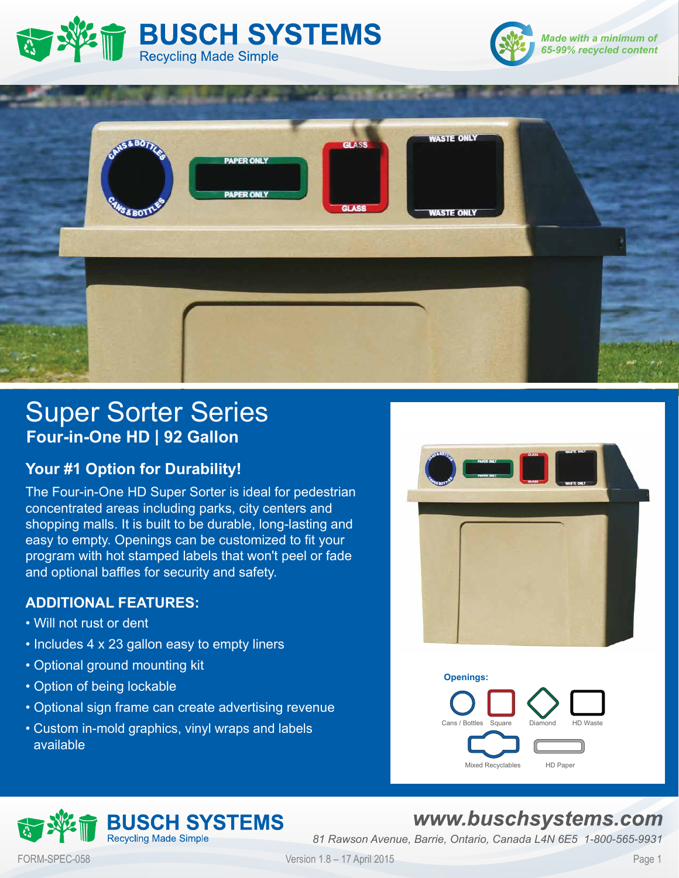# BUSCH SYSTEMS

Recycling Made Simple

*Made with a minimum of 65-99% recycled content*

# Super Sorter Series

## Four-in-One HD | 92 Gallon

### Your #1 Option for Durability!

The Four-in-One HD Super Sorter is ideal for pedestrian concentrated areas including parks, city centers and shopping malls. It is built to be durable, long-lasting and easy to empty. Openings can be customized to fit your program with hot stamped labels that won't peel or fade and optional baffles for security and safety.

### ADDITIONAL FEATURES:

- Will not rust or dent
- Includes 4 x 23 gallon easy to empty liners
- Optional ground mounting kit
- Option of being lockable
- Optional sign frame can create advertising revenue
- Custom in-mold graphics, vinyl wraps and labels available

**Openings:**

Cans / Bottles, Square, Diamond, HD Waste, Mixed Recyclables, HD Paper

**BUSCH SYSTEMS** Recycling Made Simple

*www.buschsystems.com*

*81 Rawson Avenue, Barrie, Ontario, Canada L4N 6E5 1-800-565-9931*

FORM-SPEC-058 Version 1.8 – 17 April 2015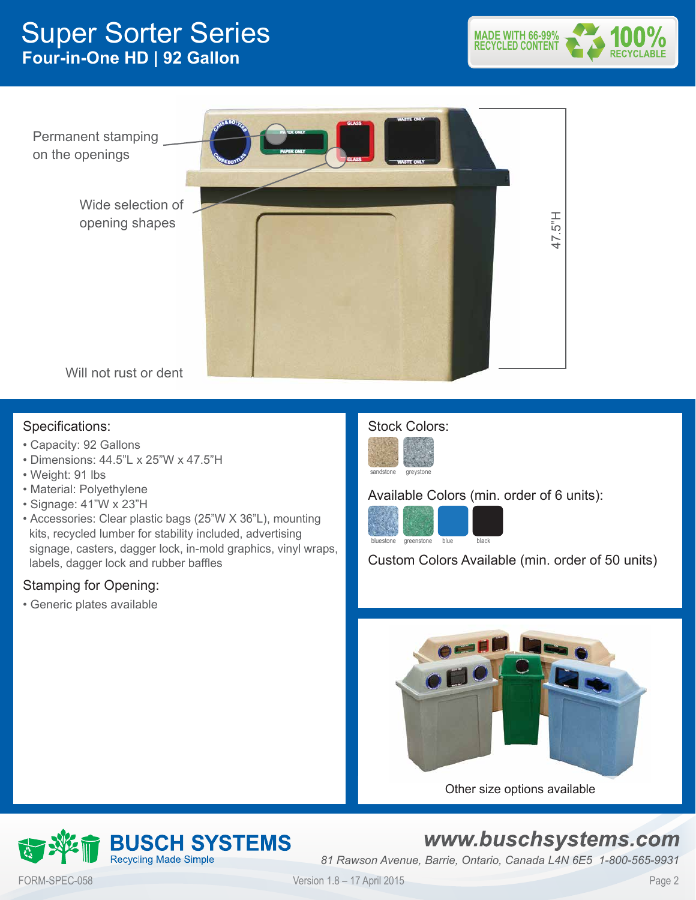# Super Sorter Series

## Four-in-One HD | 92 Gallon

MADE WITH 66-99% RECYCLED CONTENT 100% RECYCLABLE

Permanent stamping on the openings

Wide selection of opening shapes

Will not rust or dent

47.5"H

### Specifications:

- Capacity: 92 Gallons
- Dimensions: 44.5"L x 25"W x 47.5"H
- Weight: 91 lbs
- Material: Polyethylene
- Signage: 41"W x 23"H
- Accessories: Clear plastic bags (25"W X 36"L), mounting kits, recycled lumber for stability included, advertising signage, casters, dagger lock, in-mold graphics, vinyl wraps, labels, dagger lock and rubber baffles

### Stamping for Opening:

- Generic plates available

### Stock Colors:

sandstone greystone

### Available Colors (min. order of 6 units):

bluestone greenstone blue black

Custom Colors Available (min. order of 50 units)

Other size options available

**BUSCH SYSTEMS**
Recycling Made Simple

*www.buschsystems.com*
*81 Rawson Avenue, Barrie, Ontario, Canada L4N 6E5 1-800-565-9931*

FORM-SPEC-058 Version 1.8 – 17 April 2015